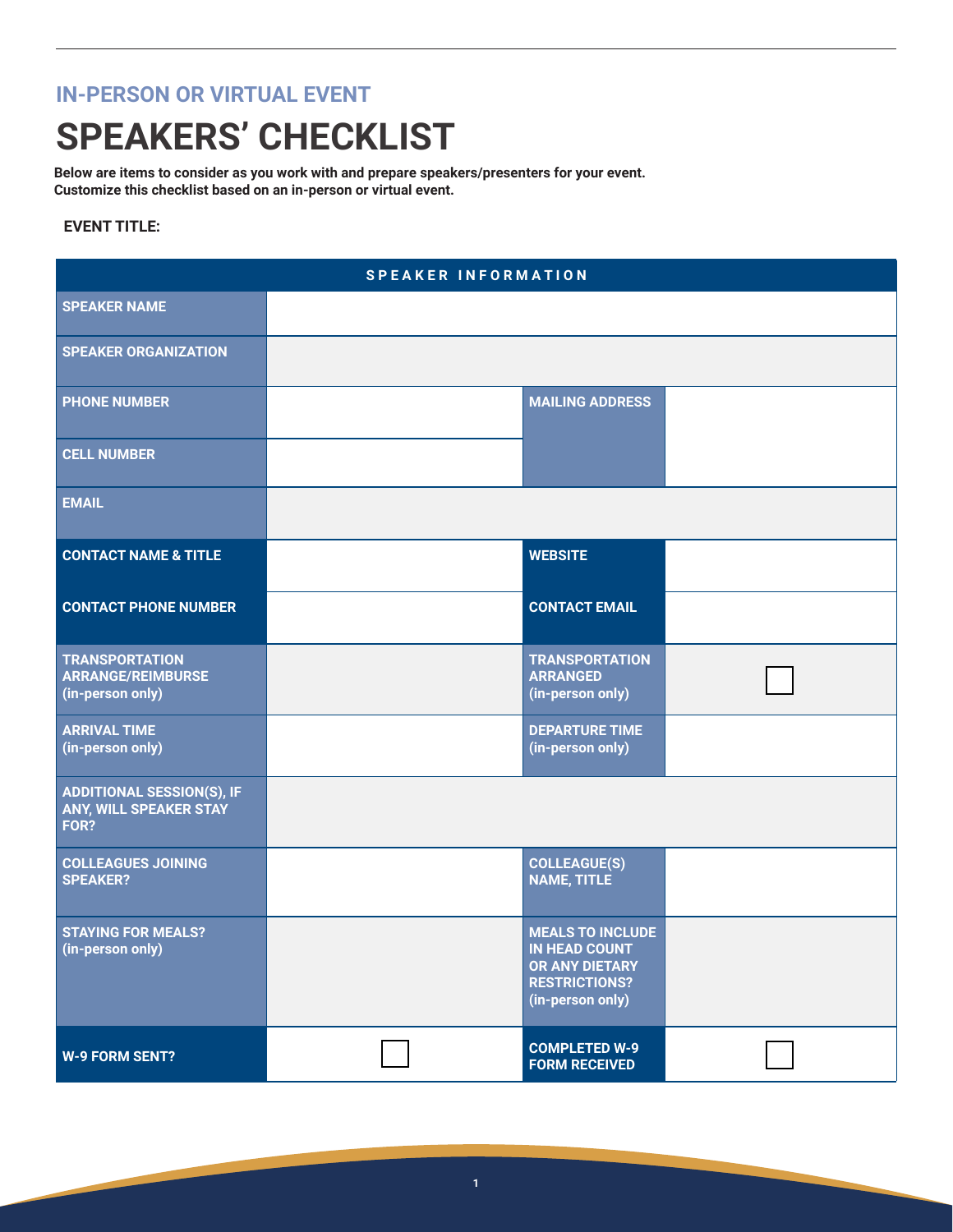### IN-PERSON OR VIRTUAL EVENT

# SPEAKERS' CHECKLIST

**Below are items to consider as you work with and prepare speakers/presenters for your event. Customize this checklist based on an in-person or virtual event.**

**EVENT TITLE:**

| SPEAKER INFORMATION | | | |
|---|---|---|---|
| **SPEAKER NAME** | | | |
| **SPEAKER ORGANIZATION** | | | |
| **PHONE NUMBER** | | **MAILING ADDRESS** | |
| **CELL NUMBER** | | | |
| **EMAIL** | | | |
| **CONTACT NAME & TITLE** | | **WEBSITE** | |
| **CONTACT PHONE NUMBER** | | **CONTACT EMAIL** | |
| **TRANSPORTATION ARRANGE/REIMBURSE (in-person only)** | | **TRANSPORTATION ARRANGED (in-person only)** | ☐ |
| **ARRIVAL TIME (in-person only)** | | **DEPARTURE TIME (in-person only)** | |
| **ADDITIONAL SESSION(S), IF ANY, WILL SPEAKER STAY FOR?** | | | |
| **COLLEAGUES JOINING SPEAKER?** | | **COLLEAGUE(S) NAME, TITLE** | |
| **STAYING FOR MEALS? (in-person only)** | | **MEALS TO INCLUDE IN HEAD COUNT OR ANY DIETARY RESTRICTIONS? (in-person only)** | |
| **W-9 FORM SENT?** | ☐ | **COMPLETED W-9 FORM RECEIVED** | ☐ |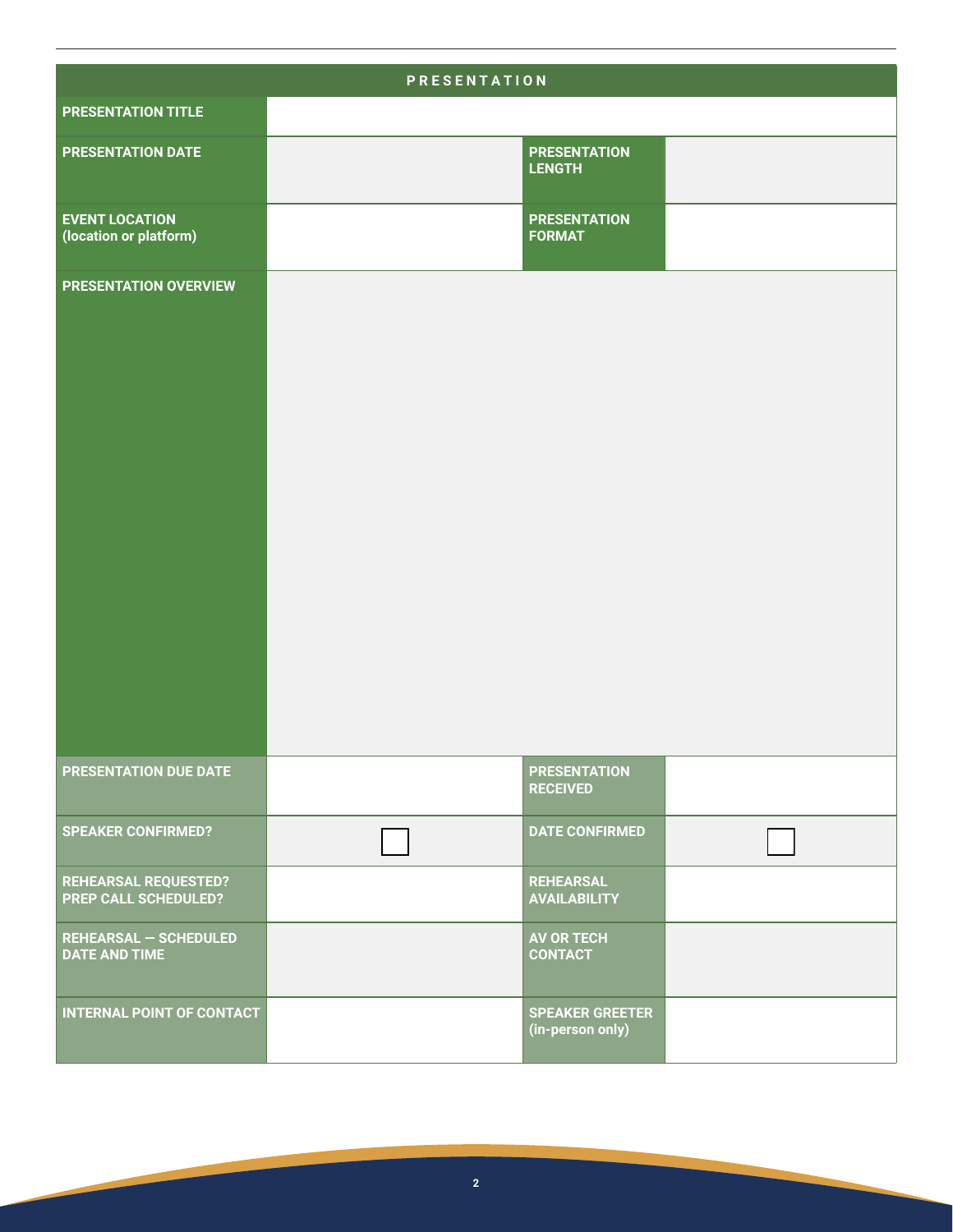## PRESENTATION

| | | | |
|---|---|---|---|
| **PRESENTATION TITLE** | | | |
| **PRESENTATION DATE** | | **PRESENTATION LENGTH** | |
| **EVENT LOCATION (location or platform)** | | **PRESENTATION FORMAT** | |
| **PRESENTATION OVERVIEW** | | | |
| **PRESENTATION DUE DATE** | | **PRESENTATION RECEIVED** | |
| **SPEAKER CONFIRMED?** | ☐ | **DATE CONFIRMED** | ☐ |
| **REHEARSAL REQUESTED? PREP CALL SCHEDULED?** | | **REHEARSAL AVAILABILITY** | |
| **REHEARSAL — SCHEDULED DATE AND TIME** | | **AV OR TECH CONTACT** | |
| **INTERNAL POINT OF CONTACT** | | **SPEAKER GREETER (in-person only)** | |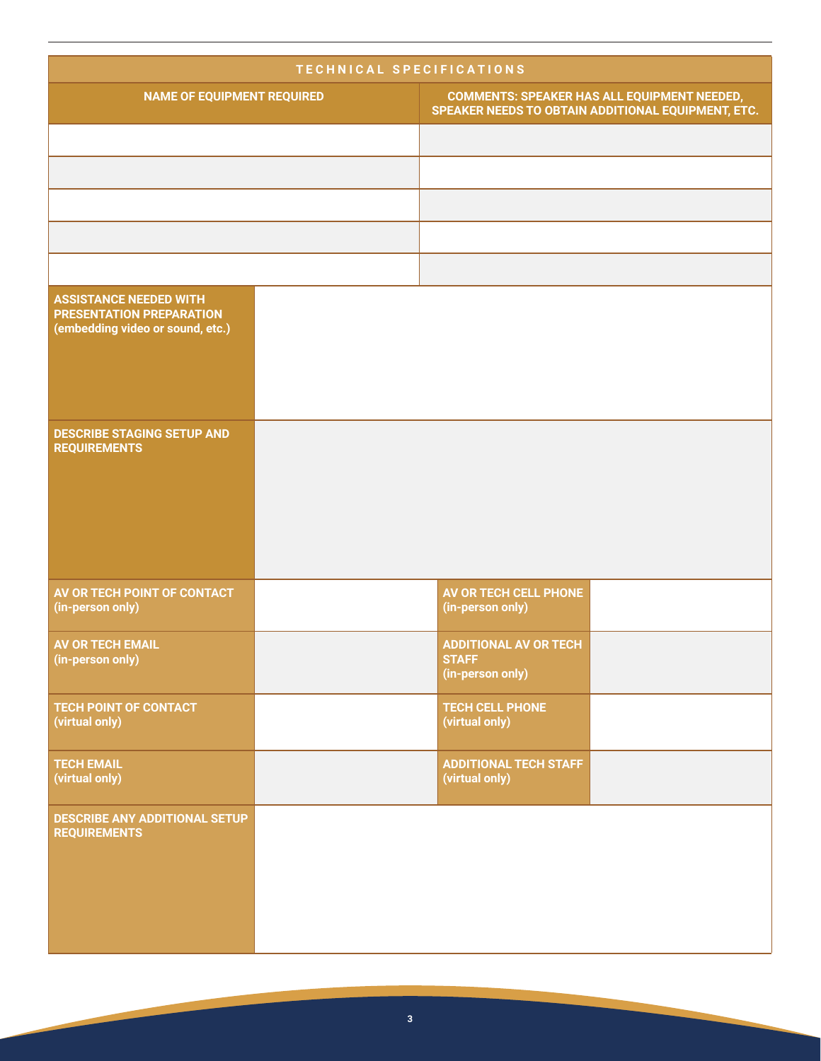## TECHNICAL SPECIFICATIONS

| NAME OF EQUIPMENT REQUIRED | COMMENTS: SPEAKER HAS ALL EQUIPMENT NEEDED, SPEAKER NEEDS TO OBTAIN ADDITIONAL EQUIPMENT, ETC. |
| --- | --- |
| | |
| | |
| | |
| | |
| | |

| | |
| --- | --- |
| **ASSISTANCE NEEDED WITH PRESENTATION PREPARATION (embedding video or sound, etc.)** | |
| **DESCRIBE STAGING SETUP AND REQUIREMENTS** | |

| | | | |
| --- | --- | --- | --- |
| **AV OR TECH POINT OF CONTACT (in-person only)** | | **AV OR TECH CELL PHONE (in-person only)** | |
| **AV OR TECH EMAIL (in-person only)** | | **ADDITIONAL AV OR TECH STAFF (in-person only)** | |
| **TECH POINT OF CONTACT (virtual only)** | | **TECH CELL PHONE (virtual only)** | |
| **TECH EMAIL (virtual only)** | | **ADDITIONAL TECH STAFF (virtual only)** | |

| | |
| --- | --- |
| **DESCRIBE ANY ADDITIONAL SETUP REQUIREMENTS** | |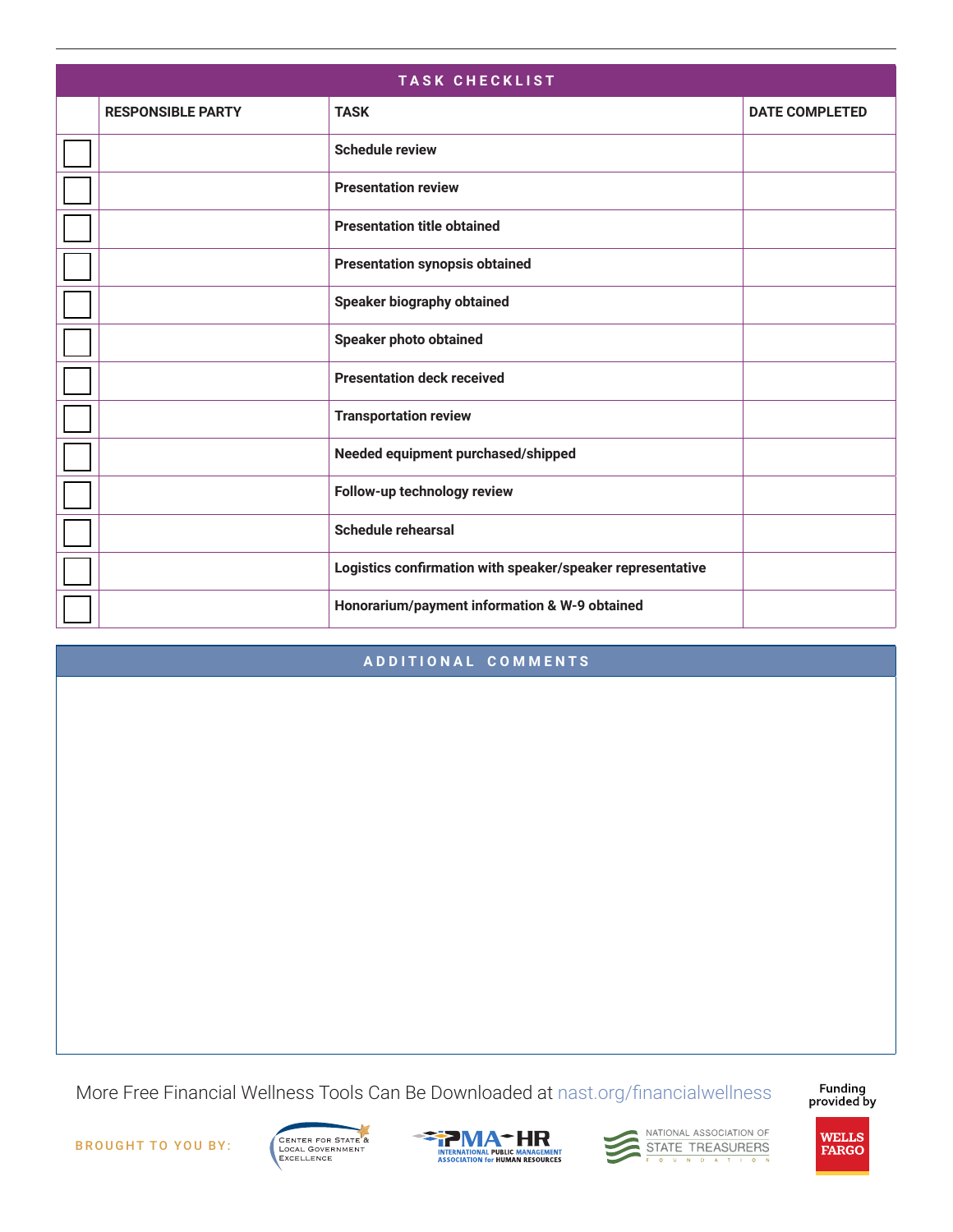## TASK CHECKLIST

| | RESPONSIBLE PARTY | TASK | DATE COMPLETED |
|---|---|---|---|
| ☐ | | **Schedule review** | |
| ☐ | | **Presentation review** | |
| ☐ | | **Presentation title obtained** | |
| ☐ | | **Presentation synopsis obtained** | |
| ☐ | | **Speaker biography obtained** | |
| ☐ | | **Speaker photo obtained** | |
| ☐ | | **Presentation deck received** | |
| ☐ | | **Transportation review** | |
| ☐ | | **Needed equipment purchased/shipped** | |
| ☐ | | **Follow-up technology review** | |
| ☐ | | **Schedule rehearsal** | |
| ☐ | | **Logistics confirmation with speaker/speaker representative** | |
| ☐ | | **Honorarium/payment information & W-9 obtained** | |

## ADDITIONAL COMMENTS

More Free Financial Wellness Tools Can Be Downloaded at nast.org/financialwellness

BROUGHT TO YOU BY: Center for State & Local Government Excellence; IPMA-HR International Public Management Association for Human Resources; National Association of State Treasurers Foundation

Funding provided by Wells Fargo